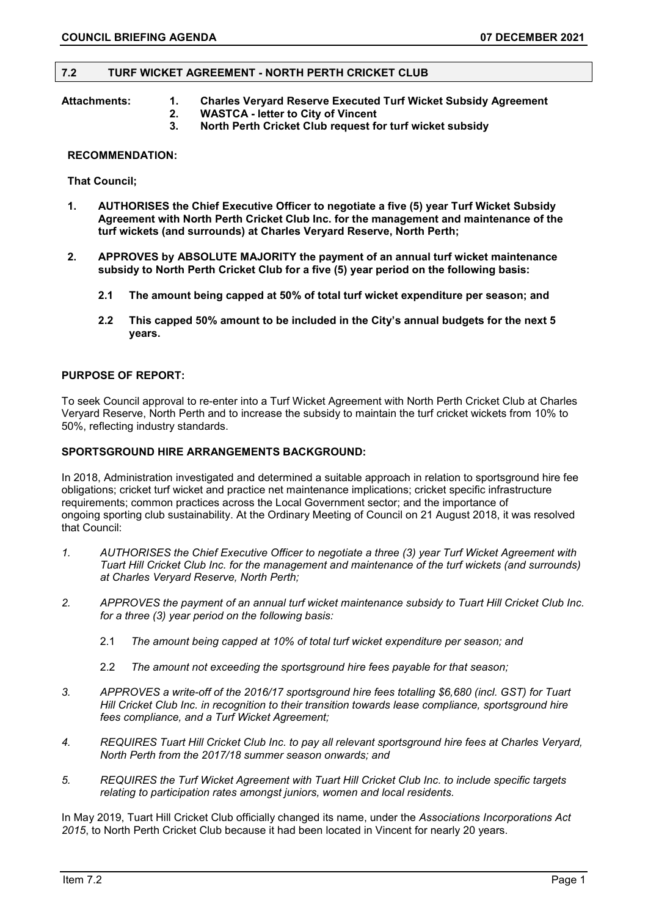## 7.2 TURF WICKET AGREEMENT - NORTH PERTH CRICKET CLUB

**Attachments:**
1. **Charles Veryard Reserve Executed Turf Wicket Subsidy Agreement**
2. **WASTCA - letter to City of Vincent**
3. **North Perth Cricket Club request for turf wicket subsidy**

**RECOMMENDATION:**

**That Council;**

1. **AUTHORISES the Chief Executive Officer to negotiate a five (5) year Turf Wicket Subsidy Agreement with North Perth Cricket Club Inc. for the management and maintenance of the turf wickets (and surrounds) at Charles Veryard Reserve, North Perth;**

2. **APPROVES by ABSOLUTE MAJORITY the payment of an annual turf wicket maintenance subsidy to North Perth Cricket Club for a five (5) year period on the following basis:**

   **2.1 The amount being capped at 50% of total turf wicket expenditure per season; and**

   **2.2 This capped 50% amount to be included in the City's annual budgets for the next 5 years.**

**PURPOSE OF REPORT:**

To seek Council approval to re-enter into a Turf Wicket Agreement with North Perth Cricket Club at Charles Veryard Reserve, North Perth and to increase the subsidy to maintain the turf cricket wickets from 10% to 50%, reflecting industry standards.

**SPORTSGROUND HIRE ARRANGEMENTS BACKGROUND:**

In 2018, Administration investigated and determined a suitable approach in relation to sportsground hire fee obligations; cricket turf wicket and practice net maintenance implications; cricket specific infrastructure requirements; common practices across the Local Government sector; and the importance of ongoing sporting club sustainability. At the Ordinary Meeting of Council on 21 August 2018, it was resolved that Council:

1. *AUTHORISES the Chief Executive Officer to negotiate a three (3) year Turf Wicket Agreement with Tuart Hill Cricket Club Inc. for the management and maintenance of the turf wickets (and surrounds) at Charles Veryard Reserve, North Perth;*

2. *APPROVES the payment of an annual turf wicket maintenance subsidy to Tuart Hill Cricket Club Inc. for a three (3) year period on the following basis:*

   2.1 *The amount being capped at 10% of total turf wicket expenditure per season; and*

   2.2 *The amount not exceeding the sportsground hire fees payable for that season;*

3. *APPROVES a write-off of the 2016/17 sportsground hire fees totalling $6,680 (incl. GST) for Tuart Hill Cricket Club Inc. in recognition to their transition towards lease compliance, sportsground hire fees compliance, and a Turf Wicket Agreement;*

4. *REQUIRES Tuart Hill Cricket Club Inc. to pay all relevant sportsground hire fees at Charles Veryard, North Perth from the 2017/18 summer season onwards; and*

5. *REQUIRES the Turf Wicket Agreement with Tuart Hill Cricket Club Inc. to include specific targets relating to participation rates amongst juniors, women and local residents.*

In May 2019, Tuart Hill Cricket Club officially changed its name, under the *Associations Incorporations Act 2015*, to North Perth Cricket Club because it had been located in Vincent for nearly 20 years.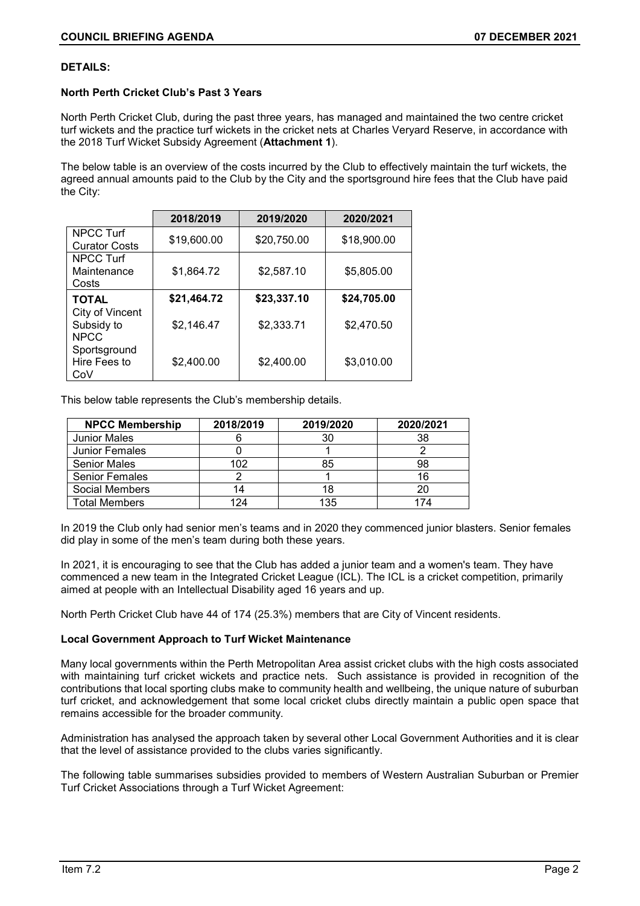**DETAILS:**

**North Perth Cricket Club's Past 3 Years**

North Perth Cricket Club, during the past three years, has managed and maintained the two centre cricket turf wickets and the practice turf wickets in the cricket nets at Charles Veryard Reserve, in accordance with the 2018 Turf Wicket Subsidy Agreement (**Attachment 1**).

The below table is an overview of the costs incurred by the Club to effectively maintain the turf wickets, the agreed annual amounts paid to the Club by the City and the sportsground hire fees that the Club have paid the City:

| | 2018/2019 | 2019/2020 | 2020/2021 |
|---|---|---|---|
| NPCC Turf Curator Costs | $19,600.00 | $20,750.00 | $18,900.00 |
| NPCC Turf Maintenance Costs | $1,864.72 | $2,587.10 | $5,805.00 |
| **TOTAL** | **$21,464.72** | **$23,337.10** | **$24,705.00** |
| City of Vincent Subsidy to NPCC | $2,146.47 | $2,333.71 | $2,470.50 |
| Sportsground Hire Fees to CoV | $2,400.00 | $2,400.00 | $3,010.00 |

This below table represents the Club's membership details.

| NPCC Membership | 2018/2019 | 2019/2020 | 2020/2021 |
|---|---|---|---|
| Junior Males | 6 | 30 | 38 |
| Junior Females | 0 | 1 | 2 |
| Senior Males | 102 | 85 | 98 |
| Senior Females | 2 | 1 | 16 |
| Social Members | 14 | 18 | 20 |
| Total Members | 124 | 135 | 174 |

In 2019 the Club only had senior men's teams and in 2020 they commenced junior blasters. Senior females did play in some of the men's team during both these years.

In 2021, it is encouraging to see that the Club has added a junior team and a women's team. They have commenced a new team in the Integrated Cricket League (ICL). The ICL is a cricket competition, primarily aimed at people with an Intellectual Disability aged 16 years and up.

North Perth Cricket Club have 44 of 174 (25.3%) members that are City of Vincent residents.

**Local Government Approach to Turf Wicket Maintenance**

Many local governments within the Perth Metropolitan Area assist cricket clubs with the high costs associated with maintaining turf cricket wickets and practice nets. Such assistance is provided in recognition of the contributions that local sporting clubs make to community health and wellbeing, the unique nature of suburban turf cricket, and acknowledgement that some local cricket clubs directly maintain a public open space that remains accessible for the broader community.

Administration has analysed the approach taken by several other Local Government Authorities and it is clear that the level of assistance provided to the clubs varies significantly.

The following table summarises subsidies provided to members of Western Australian Suburban or Premier Turf Cricket Associations through a Turf Wicket Agreement: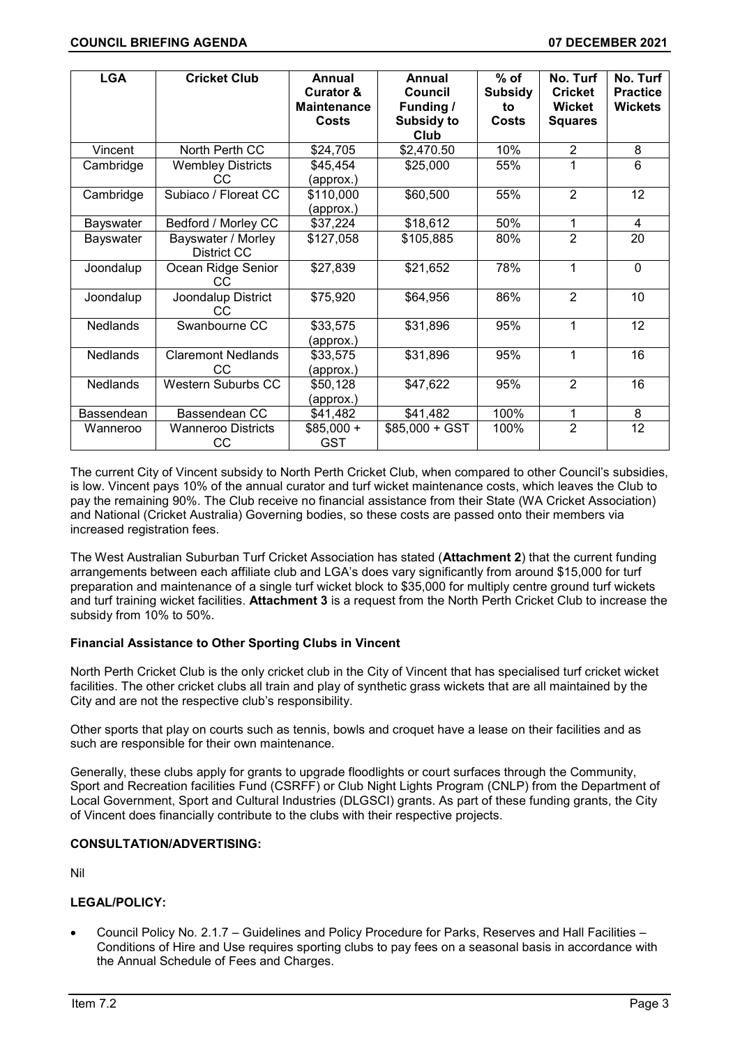| LGA | Cricket Club | Annual Curator & Maintenance Costs | Annual Council Funding / Subsidy to Club | % of Subsidy to Costs | No. Turf Cricket Wicket Squares | No. Turf Practice Wickets |
|---|---|---|---|---|---|---|
| Vincent | North Perth CC | $24,705 | $2,470.50 | 10% | 2 | 8 |
| Cambridge | Wembley Districts CC | $45,454 (approx.) | $25,000 | 55% | 1 | 6 |
| Cambridge | Subiaco / Floreat CC | $110,000 (approx.) | $60,500 | 55% | 2 | 12 |
| Bayswater | Bedford / Morley CC | $37,224 | $18,612 | 50% | 1 | 4 |
| Bayswater | Bayswater / Morley District CC | $127,058 | $105,885 | 80% | 2 | 20 |
| Joondalup | Ocean Ridge Senior CC | $27,839 | $21,652 | 78% | 1 | 0 |
| Joondalup | Joondalup District CC | $75,920 | $64,956 | 86% | 2 | 10 |
| Nedlands | Swanbourne CC | $33,575 (approx.) | $31,896 | 95% | 1 | 12 |
| Nedlands | Claremont Nedlands CC | $33,575 (approx.) | $31,896 | 95% | 1 | 16 |
| Nedlands | Western Suburbs CC | $50,128 (approx.) | $47,622 | 95% | 2 | 16 |
| Bassendean | Bassendean CC | $41,482 | $41,482 | 100% | 1 | 8 |
| Wanneroo | Wanneroo Districts CC | $85,000 + GST | $85,000 + GST | 100% | 2 | 12 |

The current City of Vincent subsidy to North Perth Cricket Club, when compared to other Council's subsidies, is low. Vincent pays 10% of the annual curator and turf wicket maintenance costs, which leaves the Club to pay the remaining 90%. The Club receive no financial assistance from their State (WA Cricket Association) and National (Cricket Australia) Governing bodies, so these costs are passed onto their members via increased registration fees.

The West Australian Suburban Turf Cricket Association has stated (**Attachment 2**) that the current funding arrangements between each affiliate club and LGA's does vary significantly from around $15,000 for turf preparation and maintenance of a single turf wicket block to $35,000 for multiply centre ground turf wickets and turf training wicket facilities. **Attachment 3** is a request from the North Perth Cricket Club to increase the subsidy from 10% to 50%.

**Financial Assistance to Other Sporting Clubs in Vincent**

North Perth Cricket Club is the only cricket club in the City of Vincent that has specialised turf cricket wicket facilities. The other cricket clubs all train and play of synthetic grass wickets that are all maintained by the City and are not the respective club's responsibility.

Other sports that play on courts such as tennis, bowls and croquet have a lease on their facilities and as such are responsible for their own maintenance.

Generally, these clubs apply for grants to upgrade floodlights or court surfaces through the Community, Sport and Recreation facilities Fund (CSRFF) or Club Night Lights Program (CNLP) from the Department of Local Government, Sport and Cultural Industries (DLGSCI) grants. As part of these funding grants, the City of Vincent does financially contribute to the clubs with their respective projects.

**CONSULTATION/ADVERTISING:**

Nil

**LEGAL/POLICY:**

- Council Policy No. 2.1.7 – Guidelines and Policy Procedure for Parks, Reserves and Hall Facilities – Conditions of Hire and Use requires sporting clubs to pay fees on a seasonal basis in accordance with the Annual Schedule of Fees and Charges.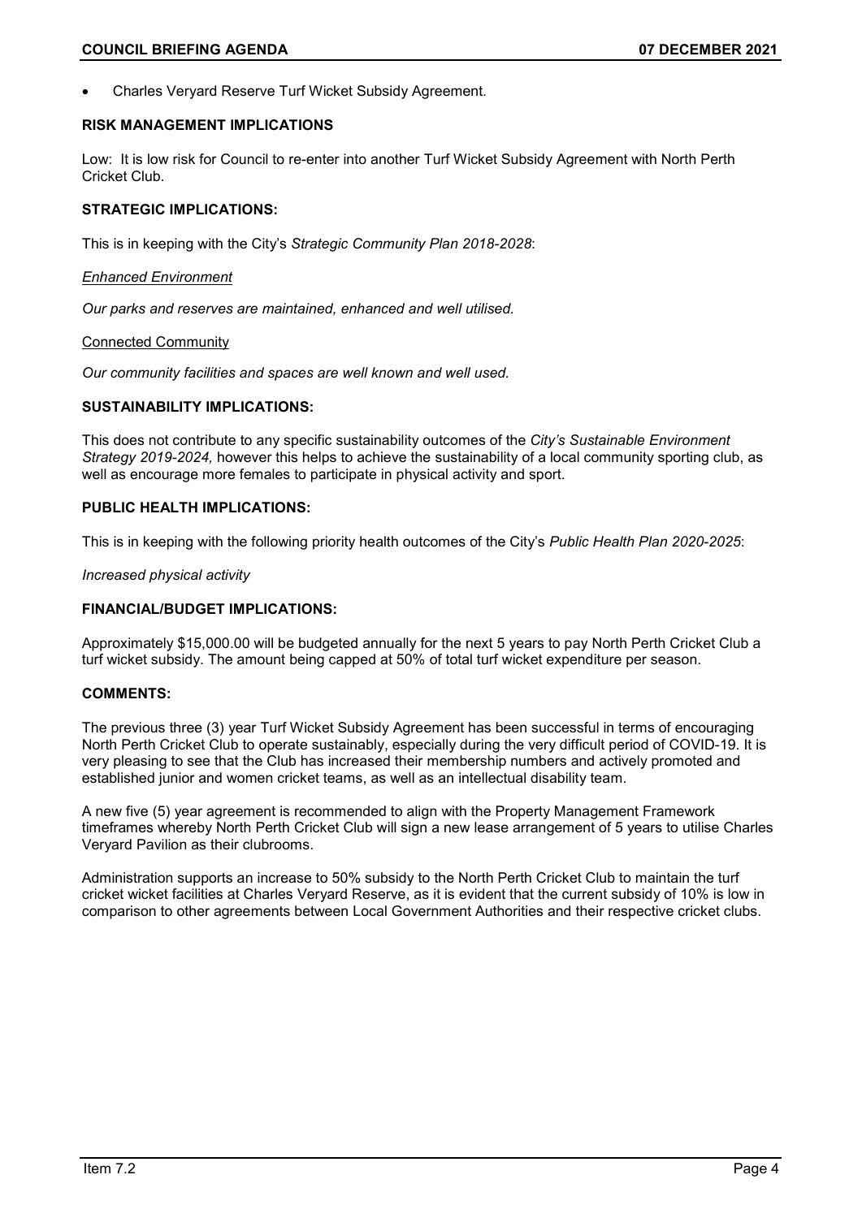- Charles Veryard Reserve Turf Wicket Subsidy Agreement.

**RISK MANAGEMENT IMPLICATIONS**

Low: It is low risk for Council to re-enter into another Turf Wicket Subsidy Agreement with North Perth Cricket Club.

**STRATEGIC IMPLICATIONS:**

This is in keeping with the City's *Strategic Community Plan 2018-2028*:

*Enhanced Environment*

*Our parks and reserves are maintained, enhanced and well utilised.*

Connected Community

*Our community facilities and spaces are well known and well used.*

**SUSTAINABILITY IMPLICATIONS:**

This does not contribute to any specific sustainability outcomes of the *City's Sustainable Environment Strategy 2019-2024,* however this helps to achieve the sustainability of a local community sporting club, as well as encourage more females to participate in physical activity and sport.

**PUBLIC HEALTH IMPLICATIONS:**

This is in keeping with the following priority health outcomes of the City's *Public Health Plan 2020-2025*:

*Increased physical activity*

**FINANCIAL/BUDGET IMPLICATIONS:**

Approximately $15,000.00 will be budgeted annually for the next 5 years to pay North Perth Cricket Club a turf wicket subsidy. The amount being capped at 50% of total turf wicket expenditure per season.

**COMMENTS:**

The previous three (3) year Turf Wicket Subsidy Agreement has been successful in terms of encouraging North Perth Cricket Club to operate sustainably, especially during the very difficult period of COVID-19. It is very pleasing to see that the Club has increased their membership numbers and actively promoted and established junior and women cricket teams, as well as an intellectual disability team.

A new five (5) year agreement is recommended to align with the Property Management Framework timeframes whereby North Perth Cricket Club will sign a new lease arrangement of 5 years to utilise Charles Veryard Pavilion as their clubrooms.

Administration supports an increase to 50% subsidy to the North Perth Cricket Club to maintain the turf cricket wicket facilities at Charles Veryard Reserve, as it is evident that the current subsidy of 10% is low in comparison to other agreements between Local Government Authorities and their respective cricket clubs.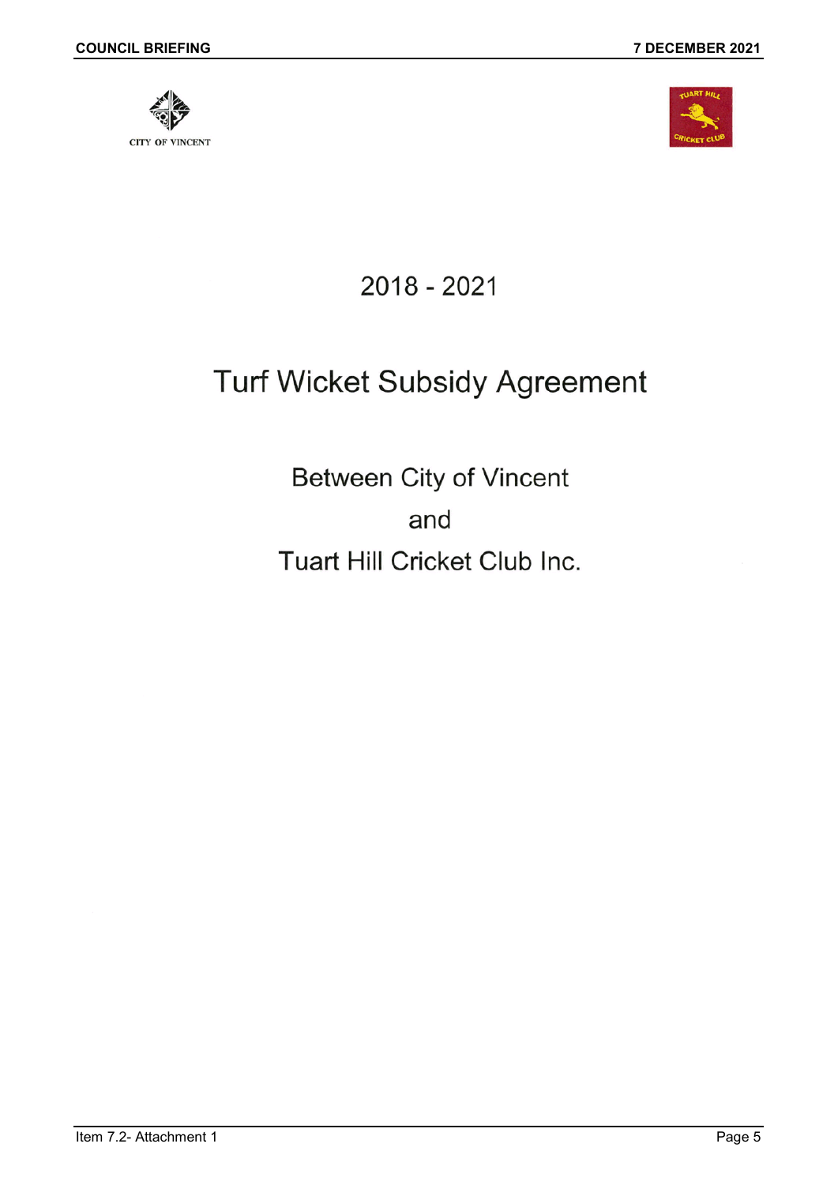CITY OF VINCENT

TUART HILL CRICKET CLUB

# 2018 - 2021

# Turf Wicket Subsidy Agreement

Between City of Vincent

and

Tuart Hill Cricket Club Inc.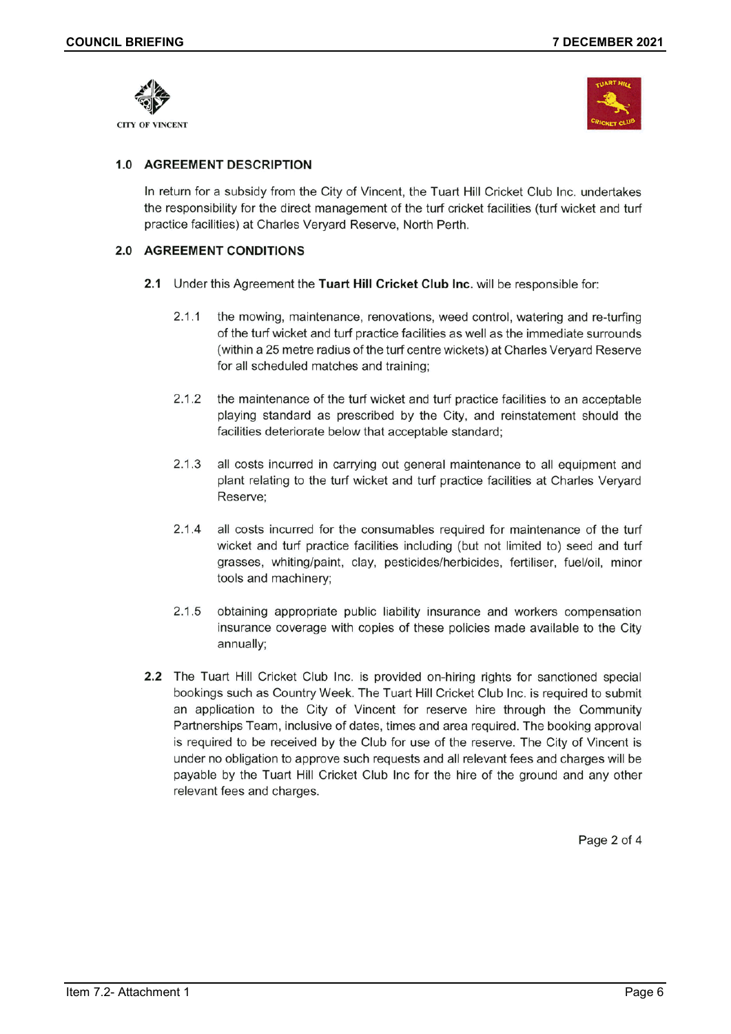## 1.0 AGREEMENT DESCRIPTION

In return for a subsidy from the City of Vincent, the Tuart Hill Cricket Club Inc. undertakes the responsibility for the direct management of the turf cricket facilities (turf wicket and turf practice facilities) at Charles Veryard Reserve, North Perth.

## 2.0 AGREEMENT CONDITIONS

**2.1** Under this Agreement the **Tuart Hill Cricket Club Inc.** will be responsible for:

2.1.1 the mowing, maintenance, renovations, weed control, watering and re-turfing of the turf wicket and turf practice facilities as well as the immediate surrounds (within a 25 metre radius of the turf centre wickets) at Charles Veryard Reserve for all scheduled matches and training;

2.1.2 the maintenance of the turf wicket and turf practice facilities to an acceptable playing standard as prescribed by the City, and reinstatement should the facilities deteriorate below that acceptable standard;

2.1.3 all costs incurred in carrying out general maintenance to all equipment and plant relating to the turf wicket and turf practice facilities at Charles Veryard Reserve;

2.1.4 all costs incurred for the consumables required for maintenance of the turf wicket and turf practice facilities including (but not limited to) seed and turf grasses, whiting/paint, clay, pesticides/herbicides, fertiliser, fuel/oil, minor tools and machinery;

2.1.5 obtaining appropriate public liability insurance and workers compensation insurance coverage with copies of these policies made available to the City annually;

**2.2** The Tuart Hill Cricket Club Inc. is provided on-hiring rights for sanctioned special bookings such as Country Week. The Tuart Hill Cricket Club Inc. is required to submit an application to the City of Vincent for reserve hire through the Community Partnerships Team, inclusive of dates, times and area required. The booking approval is required to be received by the Club for use of the reserve. The City of Vincent is under no obligation to approve such requests and all relevant fees and charges will be payable by the Tuart Hill Cricket Club Inc for the hire of the ground and any other relevant fees and charges.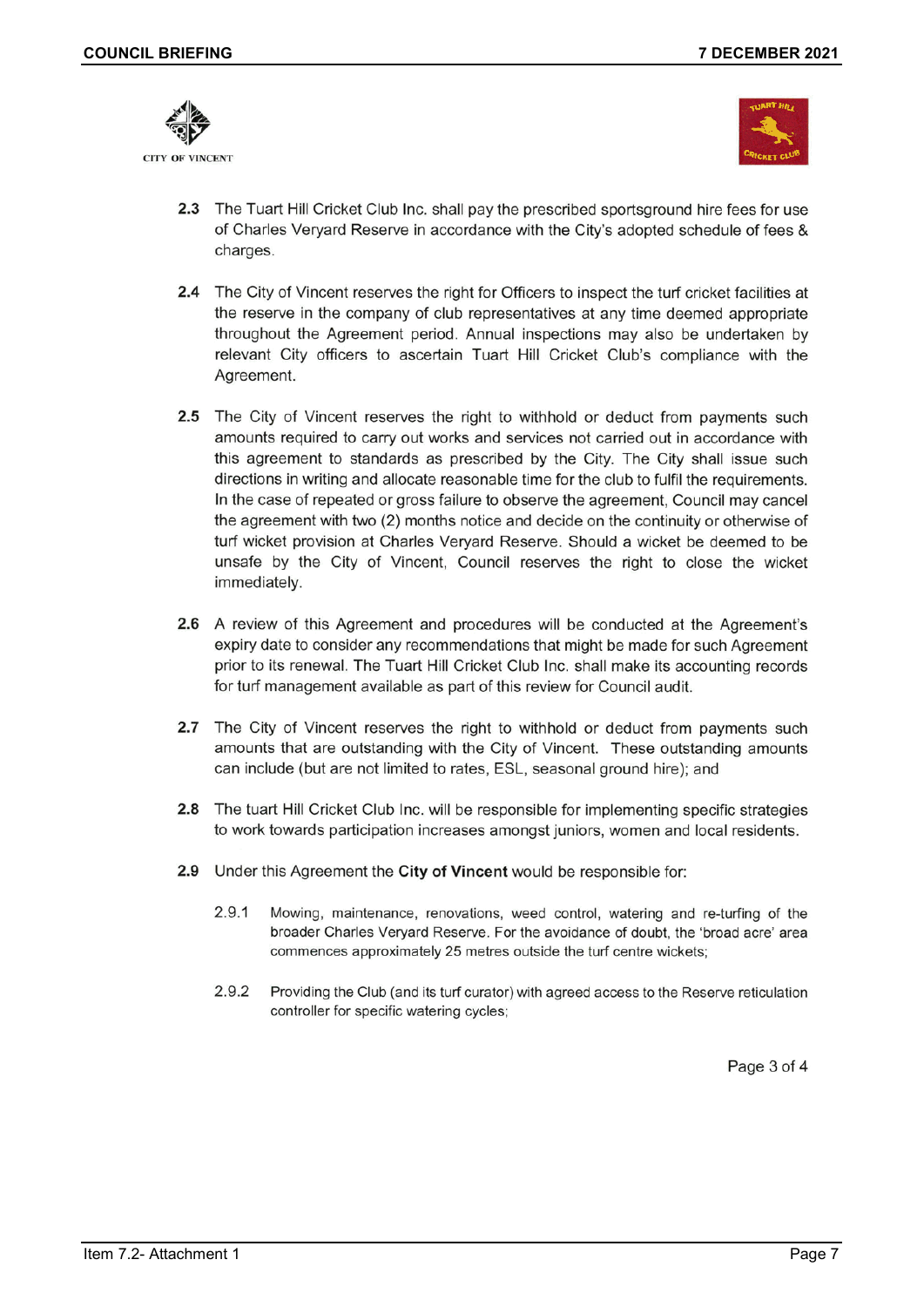**2.3** The Tuart Hill Cricket Club Inc. shall pay the prescribed sportsground hire fees for use of Charles Veryard Reserve in accordance with the City's adopted schedule of fees & charges.

**2.4** The City of Vincent reserves the right for Officers to inspect the turf cricket facilities at the reserve in the company of club representatives at any time deemed appropriate throughout the Agreement period. Annual inspections may also be undertaken by relevant City officers to ascertain Tuart Hill Cricket Club's compliance with the Agreement.

**2.5** The City of Vincent reserves the right to withhold or deduct from payments such amounts required to carry out works and services not carried out in accordance with this agreement to standards as prescribed by the City. The City shall issue such directions in writing and allocate reasonable time for the club to fulfil the requirements. In the case of repeated or gross failure to observe the agreement, Council may cancel the agreement with two (2) months notice and decide on the continuity or otherwise of turf wicket provision at Charles Veryard Reserve. Should a wicket be deemed to be unsafe by the City of Vincent, Council reserves the right to close the wicket immediately.

**2.6** A review of this Agreement and procedures will be conducted at the Agreement's expiry date to consider any recommendations that might be made for such Agreement prior to its renewal. The Tuart Hill Cricket Club Inc. shall make its accounting records for turf management available as part of this review for Council audit.

**2.7** The City of Vincent reserves the right to withhold or deduct from payments such amounts that are outstanding with the City of Vincent. These outstanding amounts can include (but are not limited to rates, ESL, seasonal ground hire); and

**2.8** The tuart Hill Cricket Club Inc. will be responsible for implementing specific strategies to work towards participation increases amongst juniors, women and local residents.

**2.9** Under this Agreement the **City of Vincent** would be responsible for:

2.9.1 Mowing, maintenance, renovations, weed control, watering and re-turfing of the broader Charles Veryard Reserve. For the avoidance of doubt, the 'broad acre' area commences approximately 25 metres outside the turf centre wickets;

2.9.2 Providing the Club (and its turf curator) with agreed access to the Reserve reticulation controller for specific watering cycles;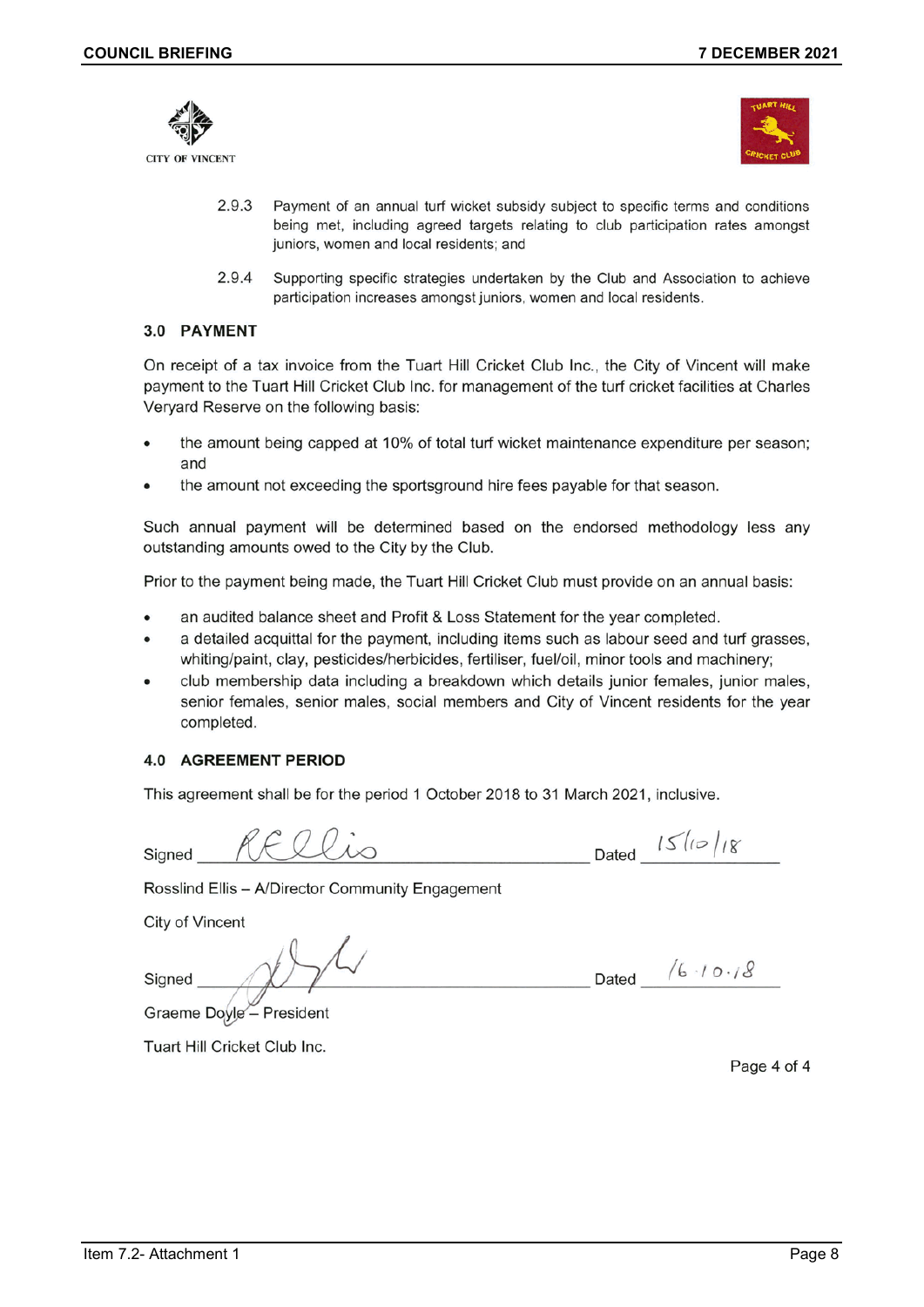CITY OF VINCENT

2.9.3 Payment of an annual turf wicket subsidy subject to specific terms and conditions being met, including agreed targets relating to club participation rates amongst juniors, women and local residents; and

2.9.4 Supporting specific strategies undertaken by the Club and Association to achieve participation increases amongst juniors, women and local residents.

### 3.0 PAYMENT

On receipt of a tax invoice from the Tuart Hill Cricket Club Inc., the City of Vincent will make payment to the Tuart Hill Cricket Club Inc. for management of the turf cricket facilities at Charles Veryard Reserve on the following basis:

- the amount being capped at 10% of total turf wicket maintenance expenditure per season; and
- the amount not exceeding the sportsground hire fees payable for that season.

Such annual payment will be determined based on the endorsed methodology less any outstanding amounts owed to the City by the Club.

Prior to the payment being made, the Tuart Hill Cricket Club must provide on an annual basis:

- an audited balance sheet and Profit & Loss Statement for the year completed.
- a detailed acquittal for the payment, including items such as labour seed and turf grasses, whiting/paint, clay, pesticides/herbicides, fertiliser, fuel/oil, minor tools and machinery;
- club membership data including a breakdown which details junior females, junior males, senior females, senior males, social members and City of Vincent residents for the year completed.

### 4.0 AGREEMENT PERIOD

This agreement shall be for the period 1 October 2018 to 31 March 2021, inclusive.

Signed _R Ellis_ Dated _15/10/18_

Rosslind Ellis – A/Director Community Engagement

City of Vincent

Signed _[signature]_ Dated _16.10.18_

Graeme Doyle – President

Tuart Hill Cricket Club Inc.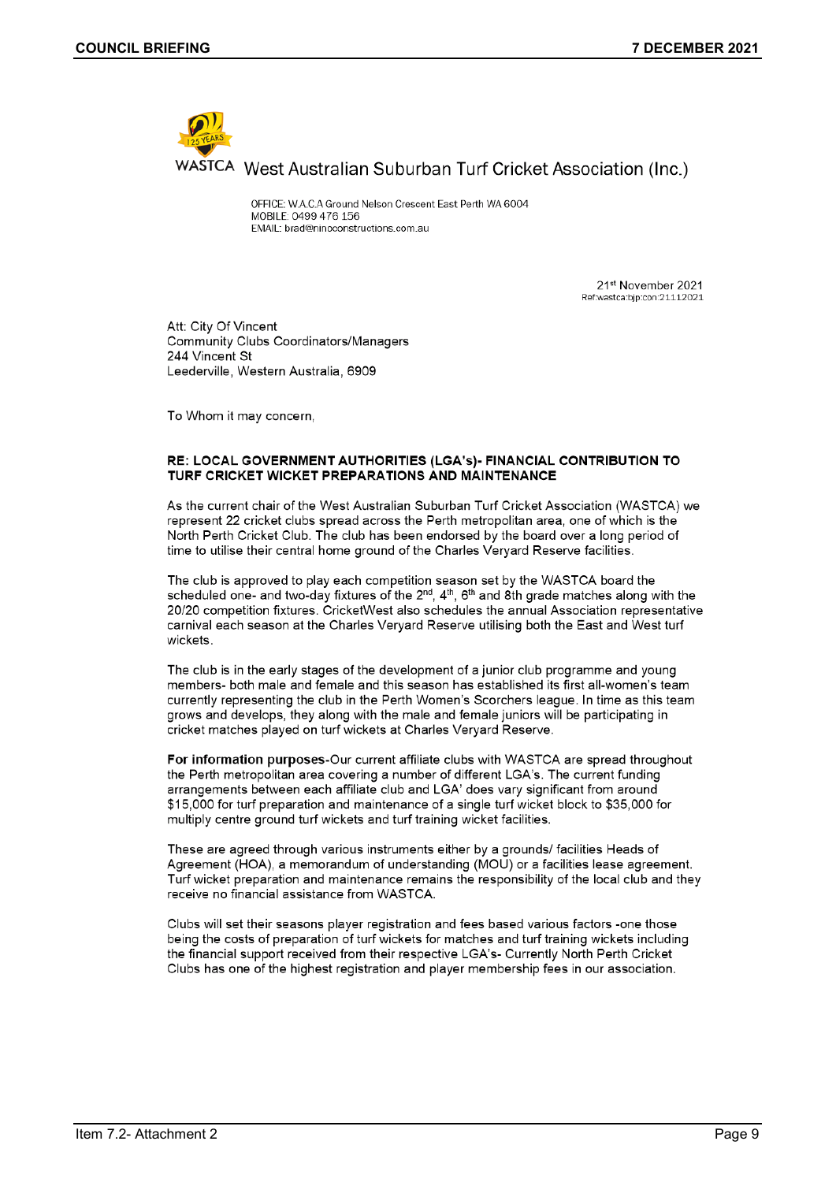WASTCA West Australian Suburban Turf Cricket Association (Inc.)

OFFICE: W.A.C.A Ground Nelson Crescent East Perth WA 6004
MOBILE: 0499 476 156
EMAIL: brad@ninoconstructions.com.au

21st November 2021
Ref:wastca:bjp:con:21112021

Att: City Of Vincent
Community Clubs Coordinators/Managers
244 Vincent St
Leederville, Western Australia, 6909

To Whom it may concern,

**RE: LOCAL GOVERNMENT AUTHORITIES (LGA's)- FINANCIAL CONTRIBUTION TO TURF CRICKET WICKET PREPARATIONS AND MAINTENANCE**

As the current chair of the West Australian Suburban Turf Cricket Association (WASTCA) we represent 22 cricket clubs spread across the Perth metropolitan area, one of which is the North Perth Cricket Club. The club has been endorsed by the board over a long period of time to utilise their central home ground of the Charles Veryard Reserve facilities.

The club is approved to play each competition season set by the WASTCA board the scheduled one- and two-day fixtures of the 2nd, 4th, 6th and 8th grade matches along with the 20/20 competition fixtures. CricketWest also schedules the annual Association representative carnival each season at the Charles Veryard Reserve utilising both the East and West turf wickets.

The club is in the early stages of the development of a junior club programme and young members- both male and female and this season has established its first all-women's team currently representing the club in the Perth Women's Scorchers league. In time as this team grows and develops, they along with the male and female juniors will be participating in cricket matches played on turf wickets at Charles Veryard Reserve.

**For information purposes**-Our current affiliate clubs with WASTCA are spread throughout the Perth metropolitan area covering a number of different LGA's. The current funding arrangements between each affiliate club and LGA' does vary significant from around $15,000 for turf preparation and maintenance of a single turf wicket block to $35,000 for multiply centre ground turf wickets and turf training wicket facilities.

These are agreed through various instruments either by a grounds/ facilities Heads of Agreement (HOA), a memorandum of understanding (MOU) or a facilities lease agreement. Turf wicket preparation and maintenance remains the responsibility of the local club and they receive no financial assistance from WASTCA.

Clubs will set their seasons player registration and fees based various factors -one those being the costs of preparation of turf wickets for matches and turf training wickets including the financial support received from their respective LGA's- Currently North Perth Cricket Clubs has one of the highest registration and player membership fees in our association.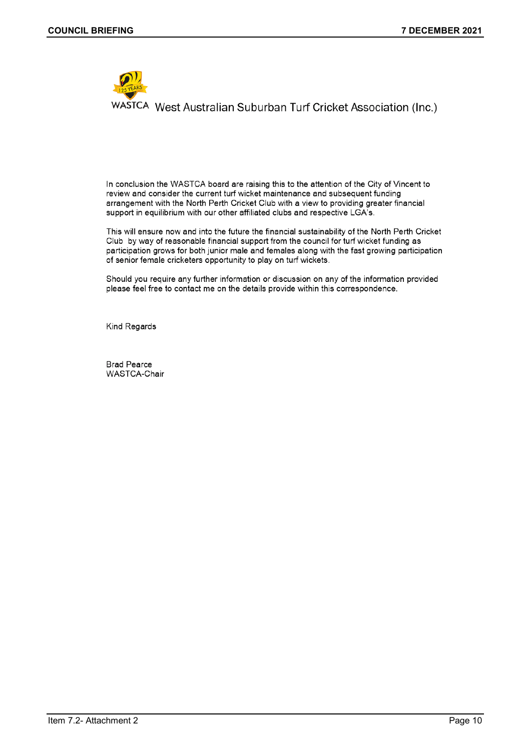WASTCA West Australian Suburban Turf Cricket Association (Inc.)

In conclusion the WASTCA board are raising this to the attention of the City of Vincent to review and consider the current turf wicket maintenance and subsequent funding arrangement with the North Perth Cricket Club with a view to providing greater financial support in equilibrium with our other affiliated clubs and respective LGA's.

This will ensure now and into the future the financial sustainability of the North Perth Cricket Club by way of reasonable financial support from the council for turf wicket funding as participation grows for both junior male and females along with the fast growing participation of senior female cricketers opportunity to play on turf wickets.

Should you require any further information or discussion on any of the information provided please feel free to contact me on the details provide within this correspondence.

Kind Regards

Brad Pearce
WASTCA-Chair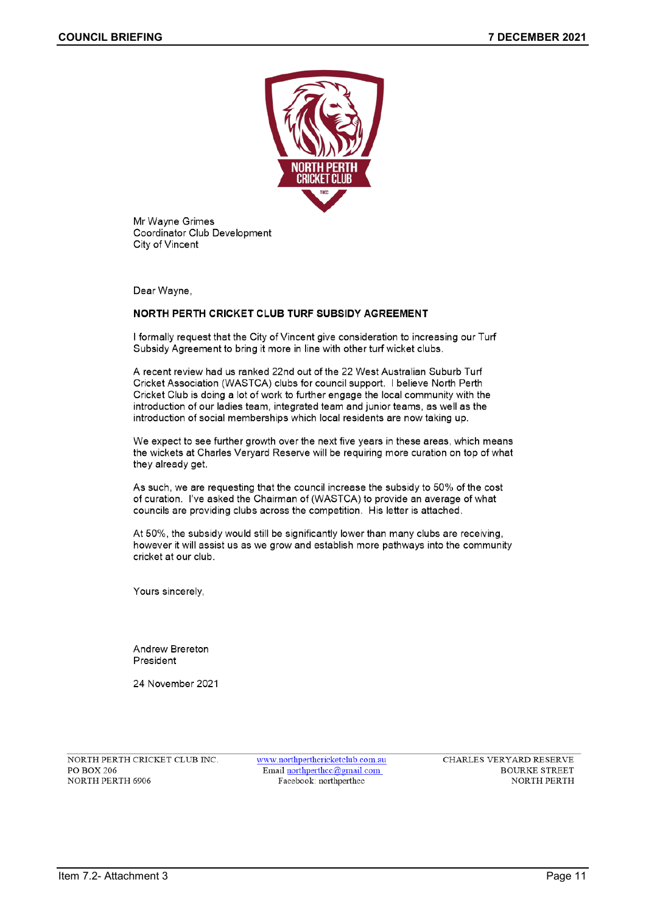NORTH PERTH CRICKET CLUB

Mr Wayne Grimes
Coordinator Club Development
City of Vincent

Dear Wayne,

**NORTH PERTH CRICKET CLUB TURF SUBSIDY AGREEMENT**

I formally request that the City of Vincent give consideration to increasing our Turf Subsidy Agreement to bring it more in line with other turf wicket clubs.

A recent review had us ranked 22nd out of the 22 West Australian Suburb Turf Cricket Association (WASTCA) clubs for council support. I believe North Perth Cricket Club is doing a lot of work to further engage the local community with the introduction of our ladies team, integrated team and junior teams, as well as the introduction of social memberships which local residents are now taking up.

We expect to see further growth over the next five years in these areas, which means the wickets at Charles Veryard Reserve will be requiring more curation on top of what they already get.

As such, we are requesting that the council increase the subsidy to 50% of the cost of curation. I've asked the Chairman of (WASTCA) to provide an average of what councils are providing clubs across the competition. His letter is attached.

At 50%, the subsidy would still be significantly lower than many clubs are receiving, however it will assist us as we grow and establish more pathways into the community cricket at our club.

Yours sincerely,

Andrew Brereton
President

24 November 2021

NORTH PERTH CRICKET CLUB INC.
PO BOX 206
NORTH PERTH 6906

www.northperthcricketclub.com.au
Email northperthcc@gmail.com
Facebook: northperthcc

CHARLES VERYARD RESERVE
BOURKE STREET
NORTH PERTH